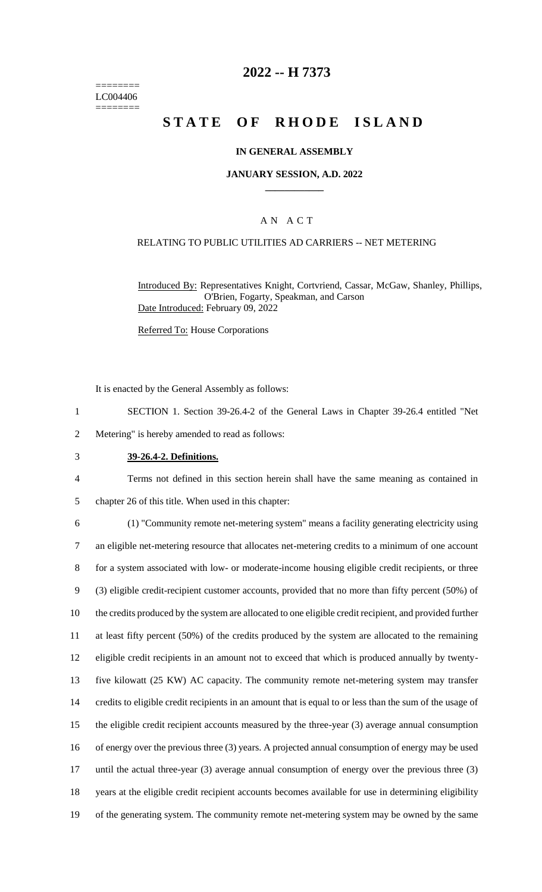========
LC004406
========

# 2022 -- H 7373

# STATE OF RHODE ISLAND

### IN GENERAL ASSEMBLY

### JANUARY SESSION, A.D. 2022

## A N A C T

RELATING TO PUBLIC UTILITIES AD CARRIERS -- NET METERING

Introduced By: Representatives Knight, Cortvriend, Cassar, McGaw, Shanley, Phillips, O'Brien, Fogarty, Speakman, and Carson

Date Introduced: February 09, 2022

Referred To: House Corporations

It is enacted by the General Assembly as follows:

1 SECTION 1. Section 39-26.4-2 of the General Laws in Chapter 39-26.4 entitled "Net
2 Metering" is hereby amended to read as follows:

3 **39-26.4-2. Definitions.**

4 Terms not defined in this section herein shall have the same meaning as contained in
5 chapter 26 of this title. When used in this chapter:

6 (1) "Community remote net-metering system" means a facility generating electricity using
7 an eligible net-metering resource that allocates net-metering credits to a minimum of one account
8 for a system associated with low- or moderate-income housing eligible credit recipients, or three
9 (3) eligible credit-recipient customer accounts, provided that no more than fifty percent (50%) of
10 the credits produced by the system are allocated to one eligible credit recipient, and provided further
11 at least fifty percent (50%) of the credits produced by the system are allocated to the remaining
12 eligible credit recipients in an amount not to exceed that which is produced annually by twenty-
13 five kilowatt (25 KW) AC capacity. The community remote net-metering system may transfer
14 credits to eligible credit recipients in an amount that is equal to or less than the sum of the usage of
15 the eligible credit recipient accounts measured by the three-year (3) average annual consumption
16 of energy over the previous three (3) years. A projected annual consumption of energy may be used
17 until the actual three-year (3) average annual consumption of energy over the previous three (3)
18 years at the eligible credit recipient accounts becomes available for use in determining eligibility
19 of the generating system. The community remote net-metering system may be owned by the same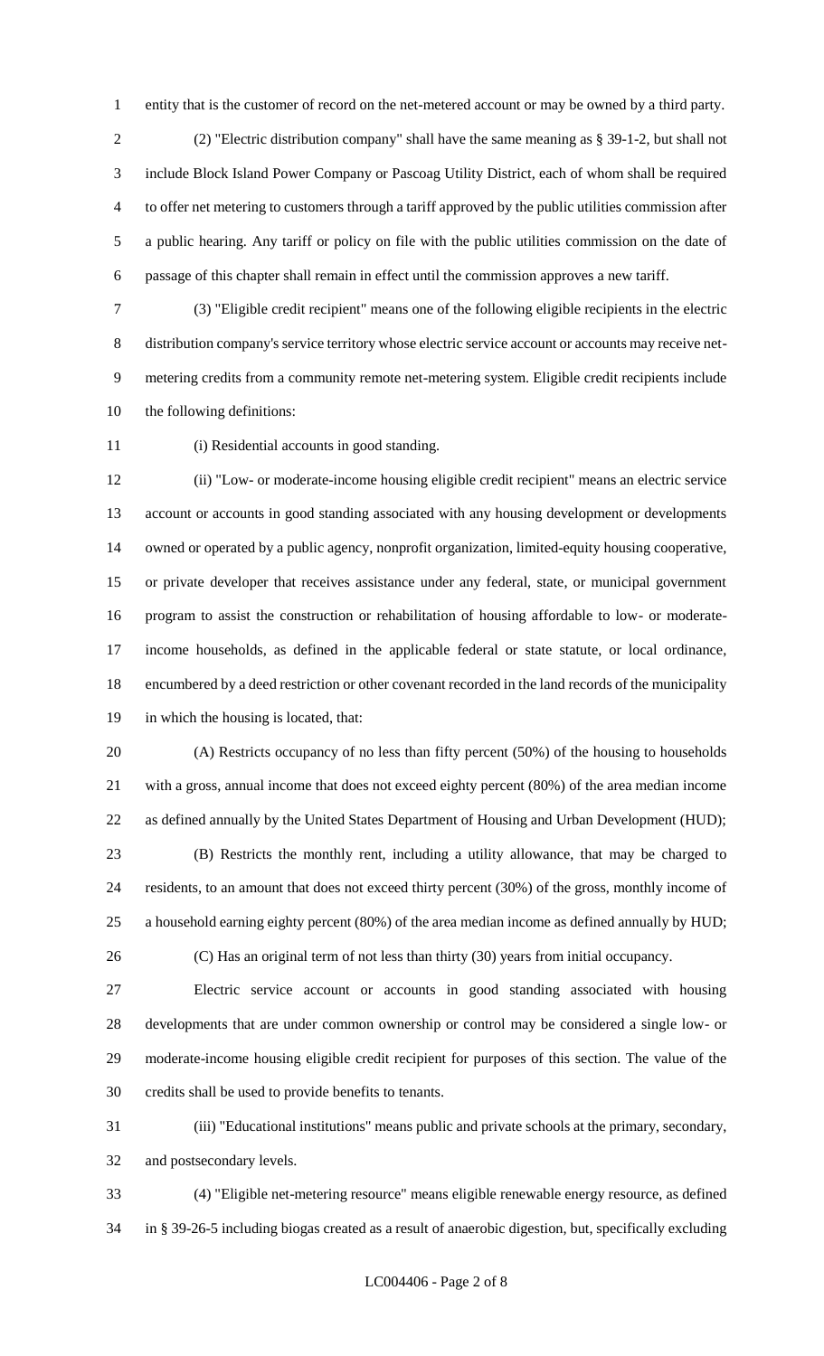entity that is the customer of record on the net-metered account or may be owned by a third party.

(2) "Electric distribution company" shall have the same meaning as § 39-1-2, but shall not include Block Island Power Company or Pascoag Utility District, each of whom shall be required to offer net metering to customers through a tariff approved by the public utilities commission after a public hearing. Any tariff or policy on file with the public utilities commission on the date of passage of this chapter shall remain in effect until the commission approves a new tariff.

(3) "Eligible credit recipient" means one of the following eligible recipients in the electric distribution company's service territory whose electric service account or accounts may receive net-metering credits from a community remote net-metering system. Eligible credit recipients include the following definitions:

(i) Residential accounts in good standing.

(ii) "Low- or moderate-income housing eligible credit recipient" means an electric service account or accounts in good standing associated with any housing development or developments owned or operated by a public agency, nonprofit organization, limited-equity housing cooperative, or private developer that receives assistance under any federal, state, or municipal government program to assist the construction or rehabilitation of housing affordable to low- or moderate-income households, as defined in the applicable federal or state statute, or local ordinance, encumbered by a deed restriction or other covenant recorded in the land records of the municipality in which the housing is located, that:

(A) Restricts occupancy of no less than fifty percent (50%) of the housing to households with a gross, annual income that does not exceed eighty percent (80%) of the area median income as defined annually by the United States Department of Housing and Urban Development (HUD);

(B) Restricts the monthly rent, including a utility allowance, that may be charged to residents, to an amount that does not exceed thirty percent (30%) of the gross, monthly income of a household earning eighty percent (80%) of the area median income as defined annually by HUD;

(C) Has an original term of not less than thirty (30) years from initial occupancy.

Electric service account or accounts in good standing associated with housing developments that are under common ownership or control may be considered a single low- or moderate-income housing eligible credit recipient for purposes of this section. The value of the credits shall be used to provide benefits to tenants.

(iii) "Educational institutions" means public and private schools at the primary, secondary, and postsecondary levels.

(4) "Eligible net-metering resource" means eligible renewable energy resource, as defined in § 39-26-5 including biogas created as a result of anaerobic digestion, but, specifically excluding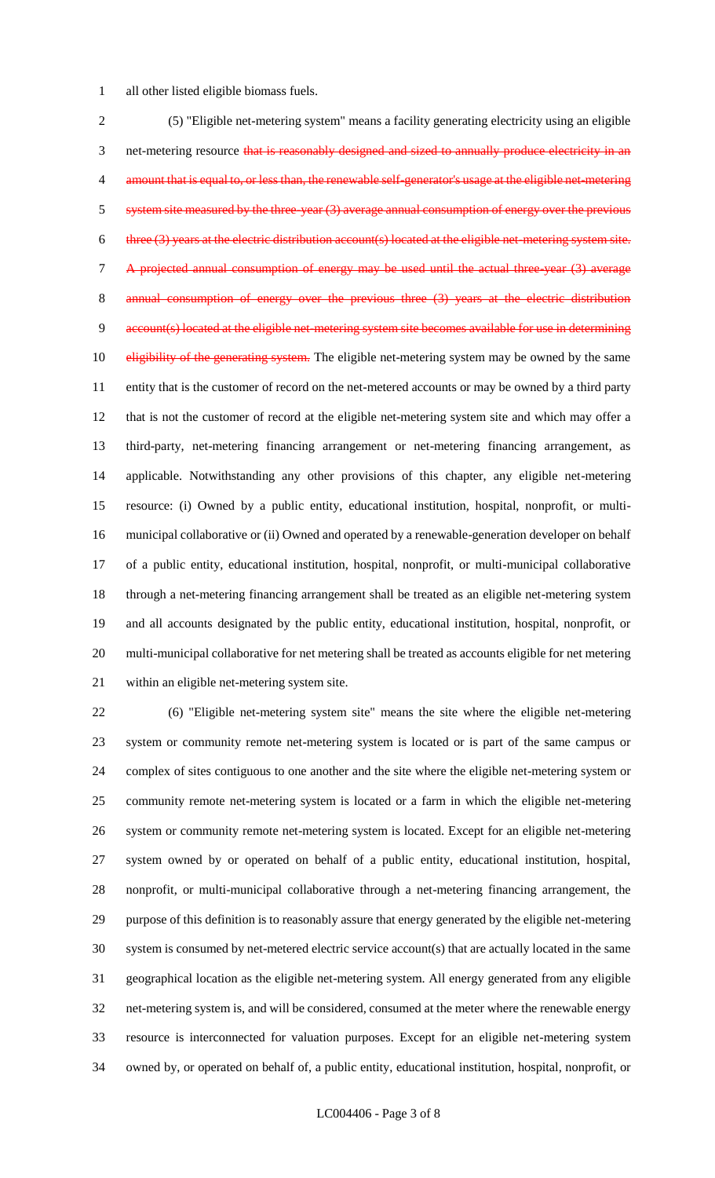all other listed eligible biomass fuels.

(5) "Eligible net-metering system" means a facility generating electricity using an eligible net-metering resource ~~that is reasonably designed and sized to annually produce electricity in an amount that is equal to, or less than, the renewable self-generator's usage at the eligible net-metering system site measured by the three-year (3) average annual consumption of energy over the previous three (3) years at the electric distribution account(s) located at the eligible net-metering system site. A projected annual consumption of energy may be used until the actual three-year (3) average annual consumption of energy over the previous three (3) years at the electric distribution account(s) located at the eligible net-metering system site becomes available for use in determining eligibility of the generating system.~~ The eligible net-metering system may be owned by the same entity that is the customer of record on the net-metered accounts or may be owned by a third party that is not the customer of record at the eligible net-metering system site and which may offer a third-party, net-metering financing arrangement or net-metering financing arrangement, as applicable. Notwithstanding any other provisions of this chapter, any eligible net-metering resource: (i) Owned by a public entity, educational institution, hospital, nonprofit, or multi-municipal collaborative or (ii) Owned and operated by a renewable-generation developer on behalf of a public entity, educational institution, hospital, nonprofit, or multi-municipal collaborative through a net-metering financing arrangement shall be treated as an eligible net-metering system and all accounts designated by the public entity, educational institution, hospital, nonprofit, or multi-municipal collaborative for net metering shall be treated as accounts eligible for net metering within an eligible net-metering system site.

(6) "Eligible net-metering system site" means the site where the eligible net-metering system or community remote net-metering system is located or is part of the same campus or complex of sites contiguous to one another and the site where the eligible net-metering system or community remote net-metering system is located or a farm in which the eligible net-metering system or community remote net-metering system is located. Except for an eligible net-metering system owned by or operated on behalf of a public entity, educational institution, hospital, nonprofit, or multi-municipal collaborative through a net-metering financing arrangement, the purpose of this definition is to reasonably assure that energy generated by the eligible net-metering system is consumed by net-metered electric service account(s) that are actually located in the same geographical location as the eligible net-metering system. All energy generated from any eligible net-metering system is, and will be considered, consumed at the meter where the renewable energy resource is interconnected for valuation purposes. Except for an eligible net-metering system owned by, or operated on behalf of, a public entity, educational institution, hospital, nonprofit, or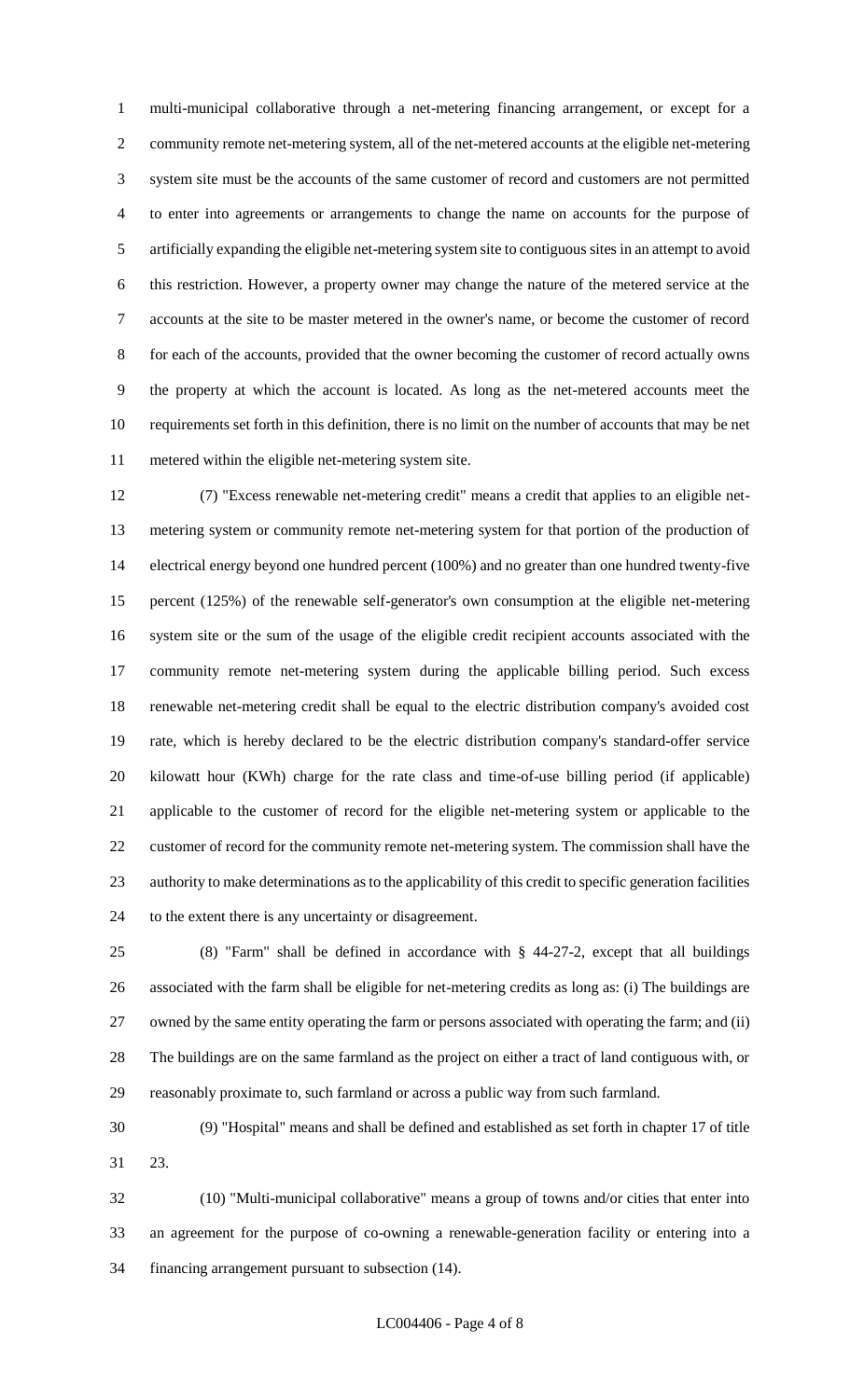multi-municipal collaborative through a net-metering financing arrangement, or except for a community remote net-metering system, all of the net-metered accounts at the eligible net-metering system site must be the accounts of the same customer of record and customers are not permitted to enter into agreements or arrangements to change the name on accounts for the purpose of artificially expanding the eligible net-metering system site to contiguous sites in an attempt to avoid this restriction. However, a property owner may change the nature of the metered service at the accounts at the site to be master metered in the owner's name, or become the customer of record for each of the accounts, provided that the owner becoming the customer of record actually owns the property at which the account is located. As long as the net-metered accounts meet the requirements set forth in this definition, there is no limit on the number of accounts that may be net metered within the eligible net-metering system site.

(7) "Excess renewable net-metering credit" means a credit that applies to an eligible net-metering system or community remote net-metering system for that portion of the production of electrical energy beyond one hundred percent (100%) and no greater than one hundred twenty-five percent (125%) of the renewable self-generator's own consumption at the eligible net-metering system site or the sum of the usage of the eligible credit recipient accounts associated with the community remote net-metering system during the applicable billing period. Such excess renewable net-metering credit shall be equal to the electric distribution company's avoided cost rate, which is hereby declared to be the electric distribution company's standard-offer service kilowatt hour (KWh) charge for the rate class and time-of-use billing period (if applicable) applicable to the customer of record for the eligible net-metering system or applicable to the customer of record for the community remote net-metering system. The commission shall have the authority to make determinations as to the applicability of this credit to specific generation facilities to the extent there is any uncertainty or disagreement.

(8) "Farm" shall be defined in accordance with § 44-27-2, except that all buildings associated with the farm shall be eligible for net-metering credits as long as: (i) The buildings are owned by the same entity operating the farm or persons associated with operating the farm; and (ii) The buildings are on the same farmland as the project on either a tract of land contiguous with, or reasonably proximate to, such farmland or across a public way from such farmland.

(9) "Hospital" means and shall be defined and established as set forth in chapter 17 of title 23.

(10) "Multi-municipal collaborative" means a group of towns and/or cities that enter into an agreement for the purpose of co-owning a renewable-generation facility or entering into a financing arrangement pursuant to subsection (14).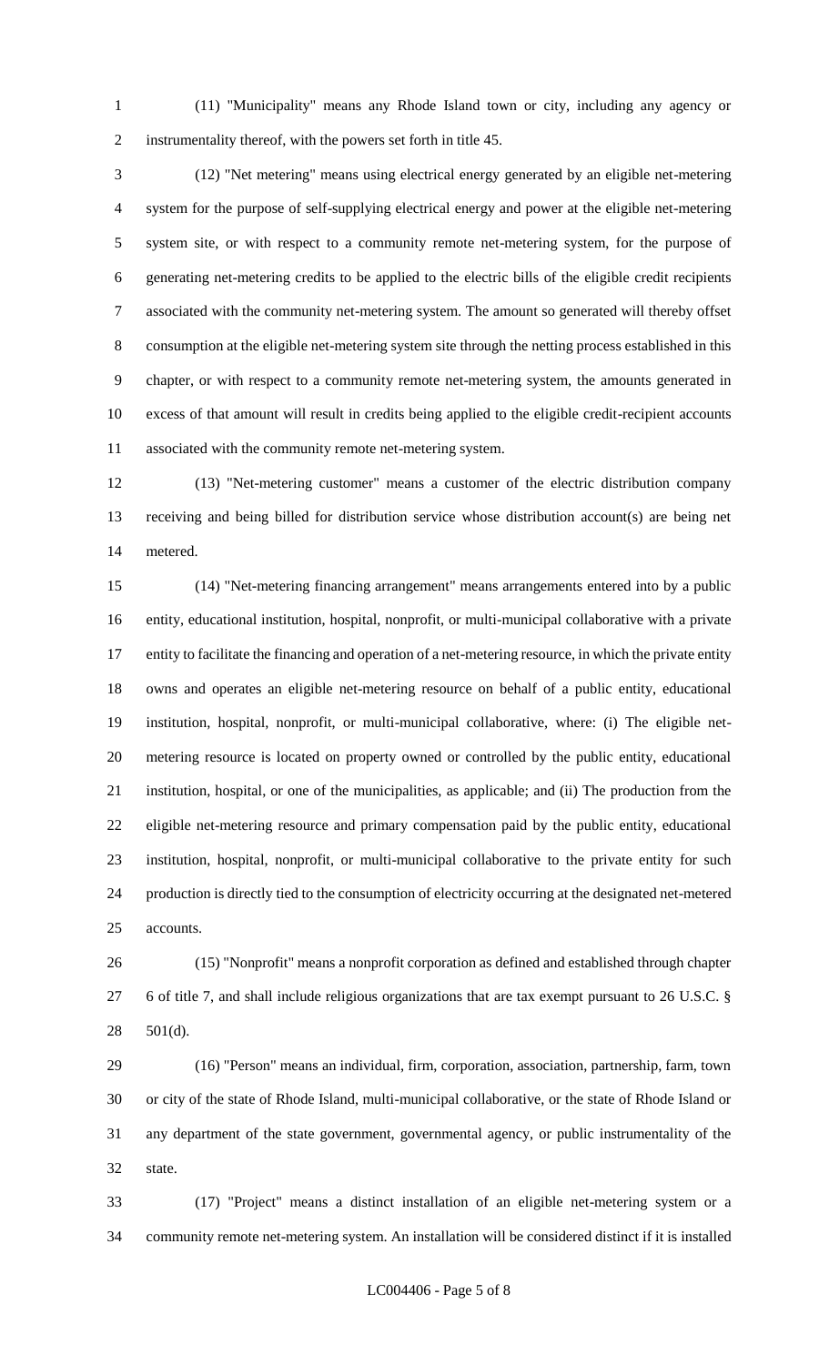(11) "Municipality" means any Rhode Island town or city, including any agency or instrumentality thereof, with the powers set forth in title 45.

(12) "Net metering" means using electrical energy generated by an eligible net-metering system for the purpose of self-supplying electrical energy and power at the eligible net-metering system site, or with respect to a community remote net-metering system, for the purpose of generating net-metering credits to be applied to the electric bills of the eligible credit recipients associated with the community net-metering system. The amount so generated will thereby offset consumption at the eligible net-metering system site through the netting process established in this chapter, or with respect to a community remote net-metering system, the amounts generated in excess of that amount will result in credits being applied to the eligible credit-recipient accounts associated with the community remote net-metering system.

(13) "Net-metering customer" means a customer of the electric distribution company receiving and being billed for distribution service whose distribution account(s) are being net metered.

(14) "Net-metering financing arrangement" means arrangements entered into by a public entity, educational institution, hospital, nonprofit, or multi-municipal collaborative with a private entity to facilitate the financing and operation of a net-metering resource, in which the private entity owns and operates an eligible net-metering resource on behalf of a public entity, educational institution, hospital, nonprofit, or multi-municipal collaborative, where: (i) The eligible net-metering resource is located on property owned or controlled by the public entity, educational institution, hospital, or one of the municipalities, as applicable; and (ii) The production from the eligible net-metering resource and primary compensation paid by the public entity, educational institution, hospital, nonprofit, or multi-municipal collaborative to the private entity for such production is directly tied to the consumption of electricity occurring at the designated net-metered accounts.

(15) "Nonprofit" means a nonprofit corporation as defined and established through chapter 6 of title 7, and shall include religious organizations that are tax exempt pursuant to 26 U.S.C. § 501(d).

(16) "Person" means an individual, firm, corporation, association, partnership, farm, town or city of the state of Rhode Island, multi-municipal collaborative, or the state of Rhode Island or any department of the state government, governmental agency, or public instrumentality of the state.

(17) "Project" means a distinct installation of an eligible net-metering system or a community remote net-metering system. An installation will be considered distinct if it is installed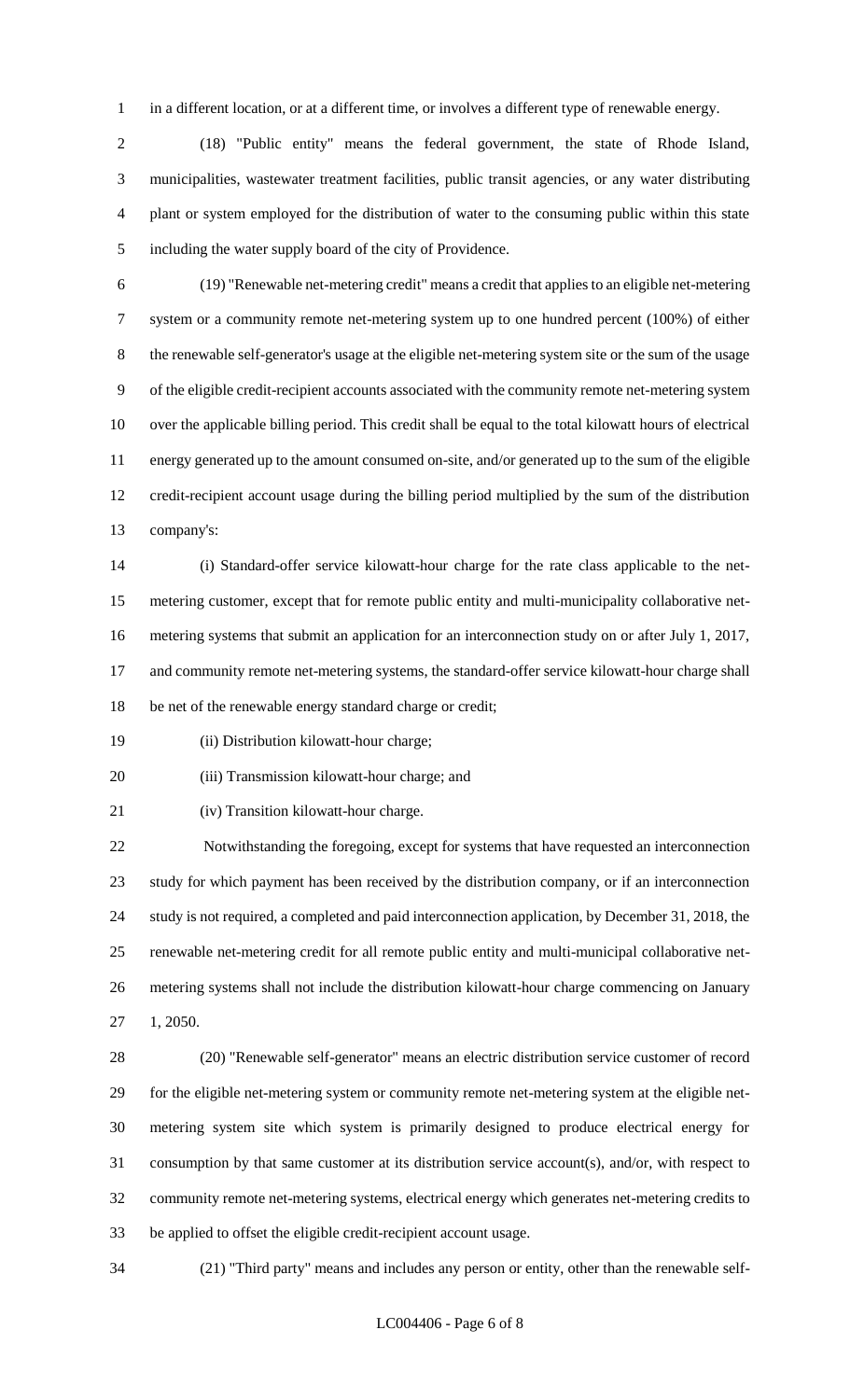in a different location, or at a different time, or involves a different type of renewable energy.

(18) "Public entity" means the federal government, the state of Rhode Island, municipalities, wastewater treatment facilities, public transit agencies, or any water distributing plant or system employed for the distribution of water to the consuming public within this state including the water supply board of the city of Providence.

(19) "Renewable net-metering credit" means a credit that applies to an eligible net-metering system or a community remote net-metering system up to one hundred percent (100%) of either the renewable self-generator's usage at the eligible net-metering system site or the sum of the usage of the eligible credit-recipient accounts associated with the community remote net-metering system over the applicable billing period. This credit shall be equal to the total kilowatt hours of electrical energy generated up to the amount consumed on-site, and/or generated up to the sum of the eligible credit-recipient account usage during the billing period multiplied by the sum of the distribution company's:

(i) Standard-offer service kilowatt-hour charge for the rate class applicable to the net-metering customer, except that for remote public entity and multi-municipality collaborative net-metering systems that submit an application for an interconnection study on or after July 1, 2017, and community remote net-metering systems, the standard-offer service kilowatt-hour charge shall be net of the renewable energy standard charge or credit;

(ii) Distribution kilowatt-hour charge;

(iii) Transmission kilowatt-hour charge; and

(iv) Transition kilowatt-hour charge.

Notwithstanding the foregoing, except for systems that have requested an interconnection study for which payment has been received by the distribution company, or if an interconnection study is not required, a completed and paid interconnection application, by December 31, 2018, the renewable net-metering credit for all remote public entity and multi-municipal collaborative net-metering systems shall not include the distribution kilowatt-hour charge commencing on January 1, 2050.

(20) "Renewable self-generator" means an electric distribution service customer of record for the eligible net-metering system or community remote net-metering system at the eligible net-metering system site which system is primarily designed to produce electrical energy for consumption by that same customer at its distribution service account(s), and/or, with respect to community remote net-metering systems, electrical energy which generates net-metering credits to be applied to offset the eligible credit-recipient account usage.

(21) "Third party" means and includes any person or entity, other than the renewable self-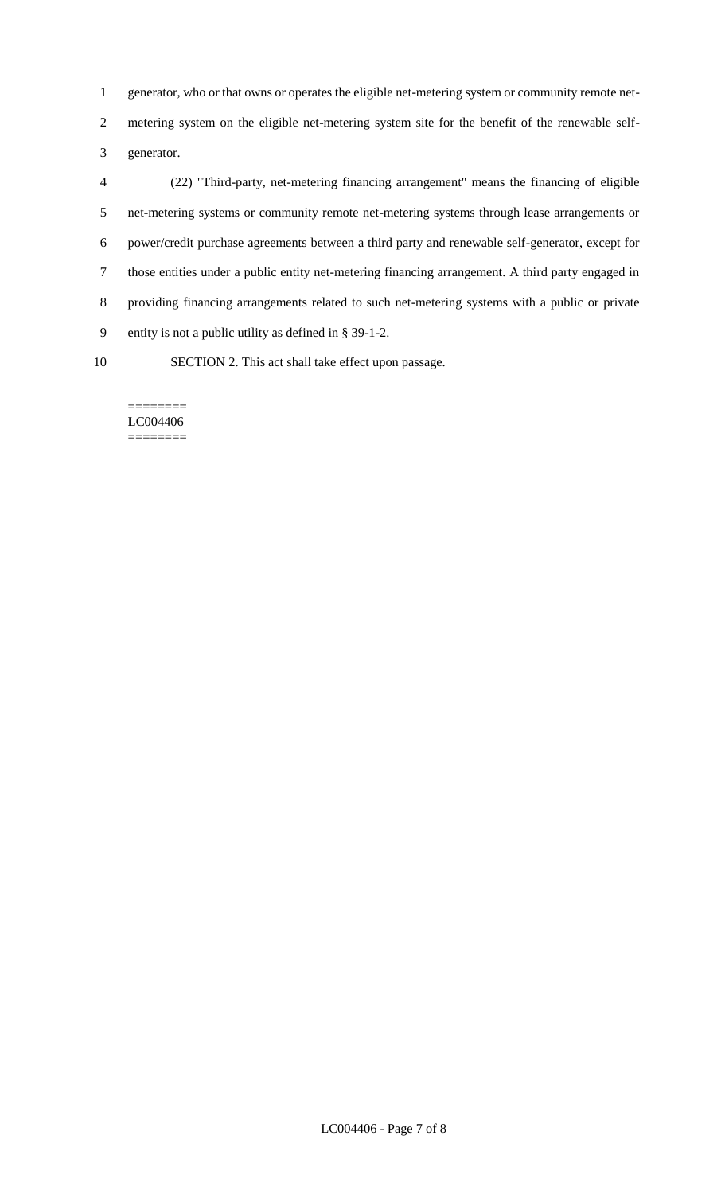generator, who or that owns or operates the eligible net-metering system or community remote net-metering system on the eligible net-metering system site for the benefit of the renewable self-generator.

(22) "Third-party, net-metering financing arrangement" means the financing of eligible net-metering systems or community remote net-metering systems through lease arrangements or power/credit purchase agreements between a third party and renewable self-generator, except for those entities under a public entity net-metering financing arrangement. A third party engaged in providing financing arrangements related to such net-metering systems with a public or private entity is not a public utility as defined in § 39-1-2.

SECTION 2. This act shall take effect upon passage.

========
LC004406
========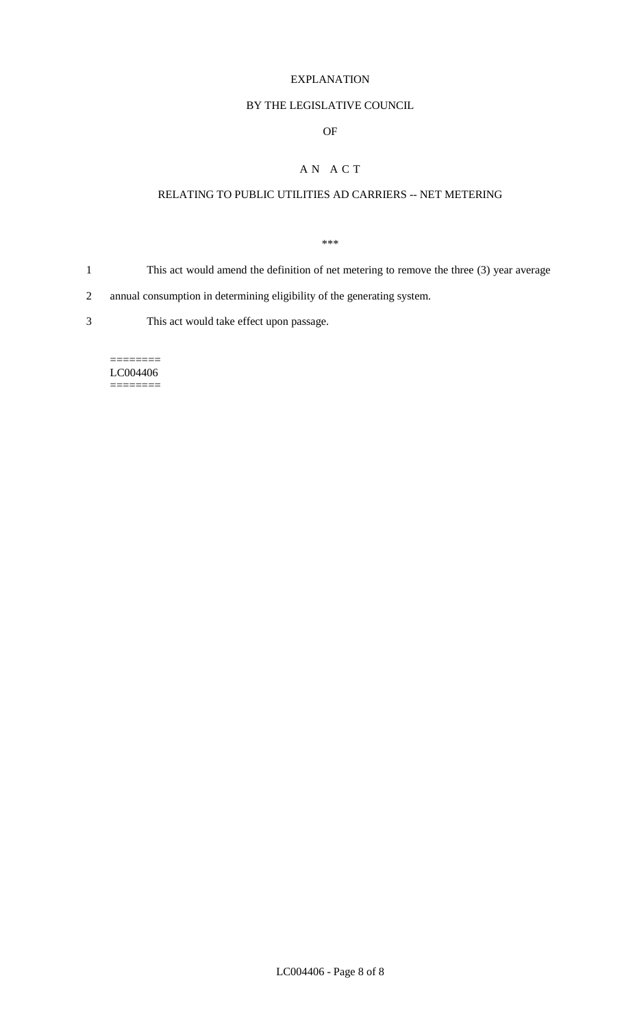EXPLANATION

BY THE LEGISLATIVE COUNCIL

OF

# A N A C T

## RELATING TO PUBLIC UTILITIES AD CARRIERS -- NET METERING

\*\*\*

1 This act would amend the definition of net metering to remove the three (3) year average
2 annual consumption in determining eligibility of the generating system.
3 This act would take effect upon passage.

========
LC004406
========